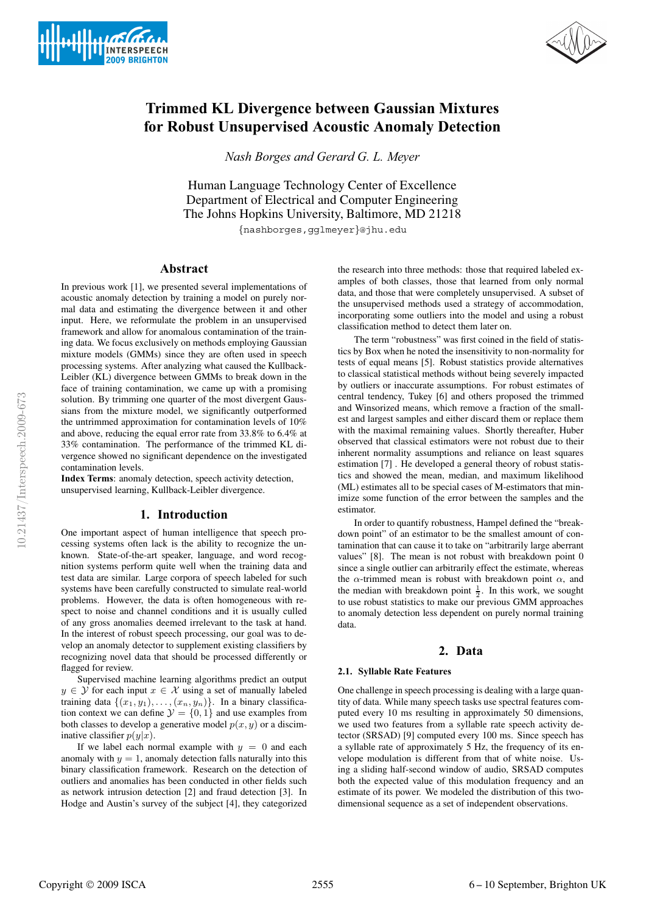# Trimmed KL Divergence between Gaussian Mixtures for Robust Unsupervised Acoustic Anomaly Detection

*Nash Borges and Gerard G. L. Meyer*

Human Language Technology Center of Excellence
Department of Electrical and Computer Engineering
The Johns Hopkins University, Baltimore, MD 21218

{nashborges,gglmeyer}@jhu.edu

## Abstract

In previous work [1], we presented several implementations of acoustic anomaly detection by training a model on purely normal data and estimating the divergence between it and other input. Here, we reformulate the problem in an unsupervised framework and allow for anomalous contamination of the training data. We focus exclusively on methods employing Gaussian mixture models (GMMs) since they are often used in speech processing systems. After analyzing what caused the Kullback-Leibler (KL) divergence between GMMs to break down in the face of training contamination, we came up with a promising solution. By trimming one quarter of the most divergent Gaussians from the mixture model, we significantly outperformed the untrimmed approximation for contamination levels of 10% and above, reducing the equal error rate from 33.8% to 6.4% at 33% contamination. The performance of the trimmed KL divergence showed no significant dependence on the investigated contamination levels.

**Index Terms**: anomaly detection, speech activity detection, unsupervised learning, Kullback-Leibler divergence.

## 1. Introduction

One important aspect of human intelligence that speech processing systems often lack is the ability to recognize the unknown. State-of-the-art speaker, language, and word recognition systems perform quite well when the training data and test data are similar. Large corpora of speech labeled for such systems have been carefully constructed to simulate real-world problems. However, the data is often homogeneous with respect to noise and channel conditions and it is usually culled of any gross anomalies deemed irrelevant to the task at hand. In the interest of robust speech processing, our goal was to develop an anomaly detector to supplement existing classifiers by recognizing novel data that should be processed differently or flagged for review.

Supervised machine learning algorithms predict an output $y \in \mathcal{Y}$ for each input $x \in \mathcal{X}$ using a set of manually labeled training data $\{(x_1, y_1), \ldots, (x_n, y_n)\}$. In a binary classification context we can define $\mathcal{Y} = \{0, 1\}$ and use examples from both classes to develop a generative model $p(x, y)$ or a discriminative classifier $p(y|x)$.

If we label each normal example with $y = 0$ and each anomaly with $y = 1$, anomaly detection falls naturally into this binary classification framework. Research on the detection of outliers and anomalies has been conducted in other fields such as network intrusion detection [2] and fraud detection [3]. In Hodge and Austin's survey of the subject [4], they categorized the research into three methods: those that required labeled examples of both classes, those that learned from only normal data, and those that were completely unsupervised. A subset of the unsupervised methods used a strategy of accommodation, incorporating some outliers into the model and using a robust classification method to detect them later on.

The term "robustness" was first coined in the field of statistics by Box when he noted the insensitivity to non-normality for tests of equal means [5]. Robust statistics provide alternatives to classical statistical methods without being severely impacted by outliers or inaccurate assumptions. For robust estimates of central tendency, Tukey [6] and others proposed the trimmed and Winsorized means, which remove a fraction of the smallest and largest samples and either discard them or replace them with the maximal remaining values. Shortly thereafter, Huber observed that classical estimators were not robust due to their inherent normality assumptions and reliance on least squares estimation [7] . He developed a general theory of robust statistics and showed the mean, median, and maximum likelihood (ML) estimates all to be special cases of M-estimators that minimize some function of the error between the samples and the estimator.

In order to quantify robustness, Hampel defined the "breakdown point" of an estimator to be the smallest amount of contamination that can cause it to take on "arbitrarily large aberrant values" [8]. The mean is not robust with breakdown point 0 since a single outlier can arbitrarily effect the estimate, whereas the $\alpha$-trimmed mean is robust with breakdown point $\alpha$, and the median with breakdown point $\frac{1}{2}$. In this work, we sought to use robust statistics to make our previous GMM approaches to anomaly detection less dependent on purely normal training data.

## 2. Data

### 2.1. Syllable Rate Features

One challenge in speech processing is dealing with a large quantity of data. While many speech tasks use spectral features computed every 10 ms resulting in approximately 50 dimensions, we used two features from a syllable rate speech activity detector (SRSAD) [9] computed every 100 ms. Since speech has a syllable rate of approximately 5 Hz, the frequency of its envelope modulation is different from that of white noise. Using a sliding half-second window of audio, SRSAD computes both the expected value of this modulation frequency and an estimate of its power. We modeled the distribution of this two-dimensional sequence as a set of independent observations.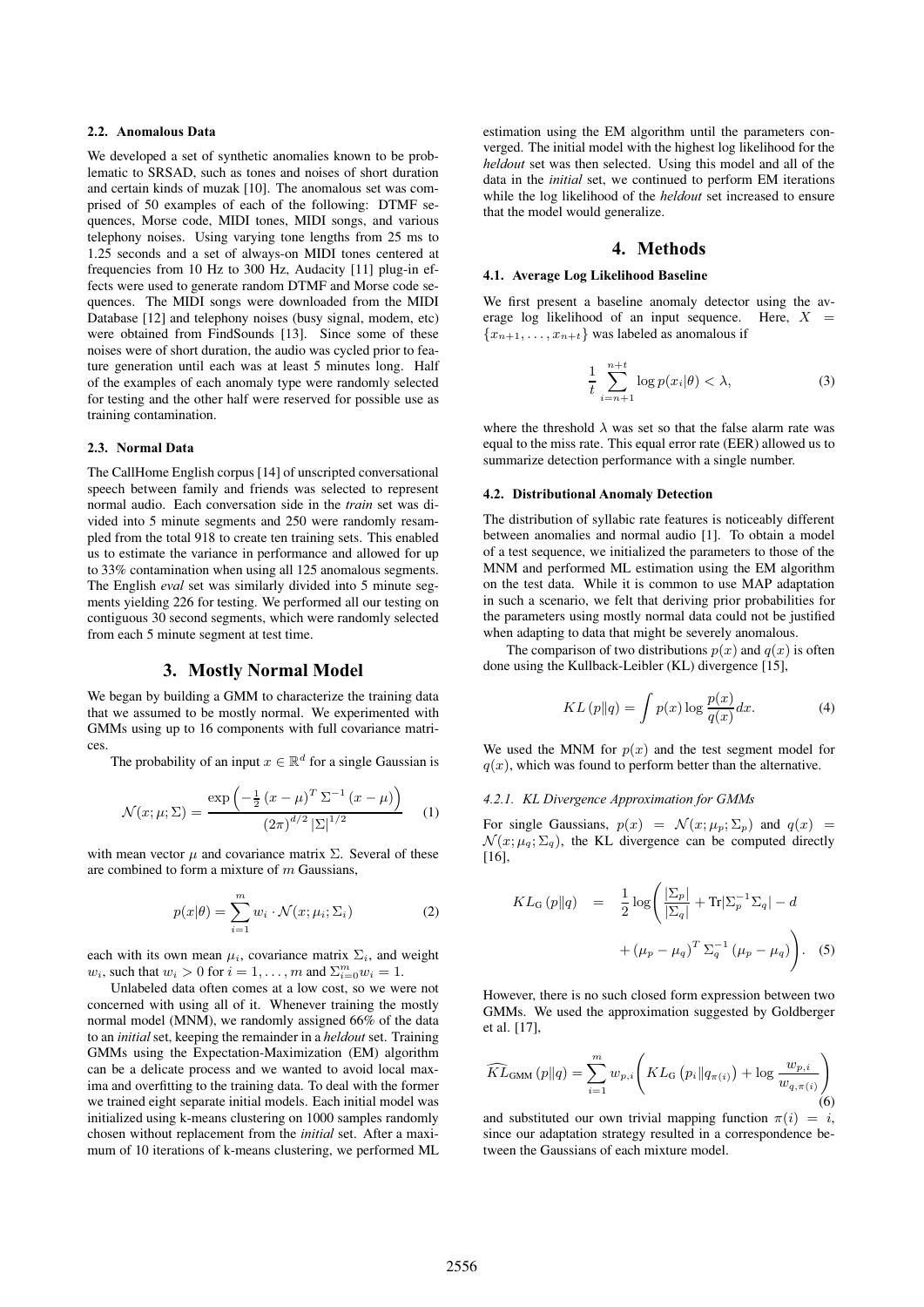### 2.2. Anomalous Data

We developed a set of synthetic anomalies known to be problematic to SRSAD, such as tones and noises of short duration and certain kinds of muzak [10]. The anomalous set was comprised of 50 examples of each of the following: DTMF sequences, Morse code, MIDI tones, MIDI songs, and various telephony noises. Using varying tone lengths from 25 ms to 1.25 seconds and a set of always-on MIDI tones centered at frequencies from 10 Hz to 300 Hz, Audacity [11] plug-in effects were used to generate random DTMF and Morse code sequences. The MIDI songs were downloaded from the MIDI Database [12] and telephony noises (busy signal, modem, etc) were obtained from FindSounds [13]. Since some of these noises were of short duration, the audio was cycled prior to feature generation until each was at least 5 minutes long. Half of the examples of each anomaly type were randomly selected for testing and the other half were reserved for possible use as training contamination.

### 2.3. Normal Data

The CallHome English corpus [14] of unscripted conversational speech between family and friends was selected to represent normal audio. Each conversation side in the *train* set was divided into 5 minute segments and 250 were randomly resampled from the total 918 to create ten training sets. This enabled us to estimate the variance in performance and allowed for up to 33% contamination when using all 125 anomalous segments. The English *eval* set was similarly divided into 5 minute segments yielding 226 for testing. We performed all our testing on contiguous 30 second segments, which were randomly selected from each 5 minute segment at test time.

## 3. Mostly Normal Model

We began by building a GMM to characterize the training data that we assumed to be mostly normal. We experimented with GMMs using up to 16 components with full covariance matrices.

The probability of an input $x \in \mathbb{R}^d$ for a single Gaussian is

$$\mathcal{N}(x;\mu;\Sigma) = \frac{\exp\left(-\frac{1}{2}\left(x-\mu\right)^T \Sigma^{-1} \left(x-\mu\right)\right)}{\left(2\pi\right)^{d/2} \left|\Sigma\right|^{1/2}} \quad (1)$$

with mean vector $\mu$ and covariance matrix $\Sigma$. Several of these are combined to form a mixture of $m$ Gaussians,

$$p(x|\theta) = \sum_{i=1}^{m} w_i \cdot \mathcal{N}(x;\mu_i;\Sigma_i) \quad (2)$$

each with its own mean $\mu_i$, covariance matrix $\Sigma_i$, and weight $w_i$, such that $w_i > 0$ for $i = 1, \ldots, m$ and $\Sigma_{i=0}^{m} w_i = 1$.

Unlabeled data often comes at a low cost, so we were not concerned with using all of it. Whenever training the mostly normal model (MNM), we randomly assigned 66% of the data to an *initial* set, keeping the remainder in a *heldout* set. Training GMMs using the Expectation-Maximization (EM) algorithm can be a delicate process and we wanted to avoid local maxima and overfitting to the training data. To deal with the former we trained eight separate initial models. Each initial model was initialized using k-means clustering on 1000 samples randomly chosen without replacement from the *initial* set. After a maximum of 10 iterations of k-means clustering, we performed ML estimation using the EM algorithm until the parameters converged. The initial model with the highest log likelihood for the *heldout* set was then selected. Using this model and all of the data in the *initial* set, we continued to perform EM iterations while the log likelihood of the *heldout* set increased to ensure that the model would generalize.

## 4. Methods

### 4.1. Average Log Likelihood Baseline

We first present a baseline anomaly detector using the average log likelihood of an input sequence. Here, $X = \{x_{n+1}, \ldots, x_{n+t}\}$ was labeled as anomalous if

$$\frac{1}{t} \sum_{i=n+1}^{n+t} \log p(x_i|\theta) < \lambda, \quad (3)$$

where the threshold $\lambda$ was set so that the false alarm rate was equal to the miss rate. This equal error rate (EER) allowed us to summarize detection performance with a single number.

### 4.2. Distributional Anomaly Detection

The distribution of syllabic rate features is noticeably different between anomalies and normal audio [1]. To obtain a model of a test sequence, we initialized the parameters to those of the MNM and performed ML estimation using the EM algorithm on the test data. While it is common to use MAP adaptation in such a scenario, we felt that deriving prior probabilities for the parameters using mostly normal data could not be justified when adapting to data that might be severely anomalous.

The comparison of two distributions $p(x)$ and $q(x)$ is often done using the Kullback-Leibler (KL) divergence [15],

$$KL\left(p \| q\right) = \int p(x) \log \frac{p(x)}{q(x)} dx. \quad (4)$$

We used the MNM for $p(x)$ and the test segment model for $q(x)$, which was found to perform better than the alternative.

#### 4.2.1. KL Divergence Approximation for GMMs

For single Gaussians, $p(x) = \mathcal{N}(x;\mu_p;\Sigma_p)$ and $q(x) = \mathcal{N}(x;\mu_q;\Sigma_q)$, the KL divergence can be computed directly [16],

$$KL_{\text{G}}\left(p \| q\right) = \frac{1}{2} \log\left(\frac{|\Sigma_p|}{|\Sigma_q|} + \text{Tr}|\Sigma_p^{-1}\Sigma_q| - d + \left(\mu_p - \mu_q\right)^T \Sigma_q^{-1} \left(\mu_p - \mu_q\right)\right). \quad (5)$$

However, there is no such closed form expression between two GMMs. We used the approximation suggested by Goldberger et al. [17],

$$\widehat{KL}_{\text{GMM}}\left(p \| q\right) = \sum_{i=1}^{m} w_{p,i} \left( KL_{\text{G}}\left(p_i \| q_{\pi(i)}\right) + \log \frac{w_{p,i}}{w_{q,\pi(i)}} \right) \quad (6)$$

and substituted our own trivial mapping function $\pi(i) = i$, since our adaptation strategy resulted in a correspondence between the Gaussians of each mixture model.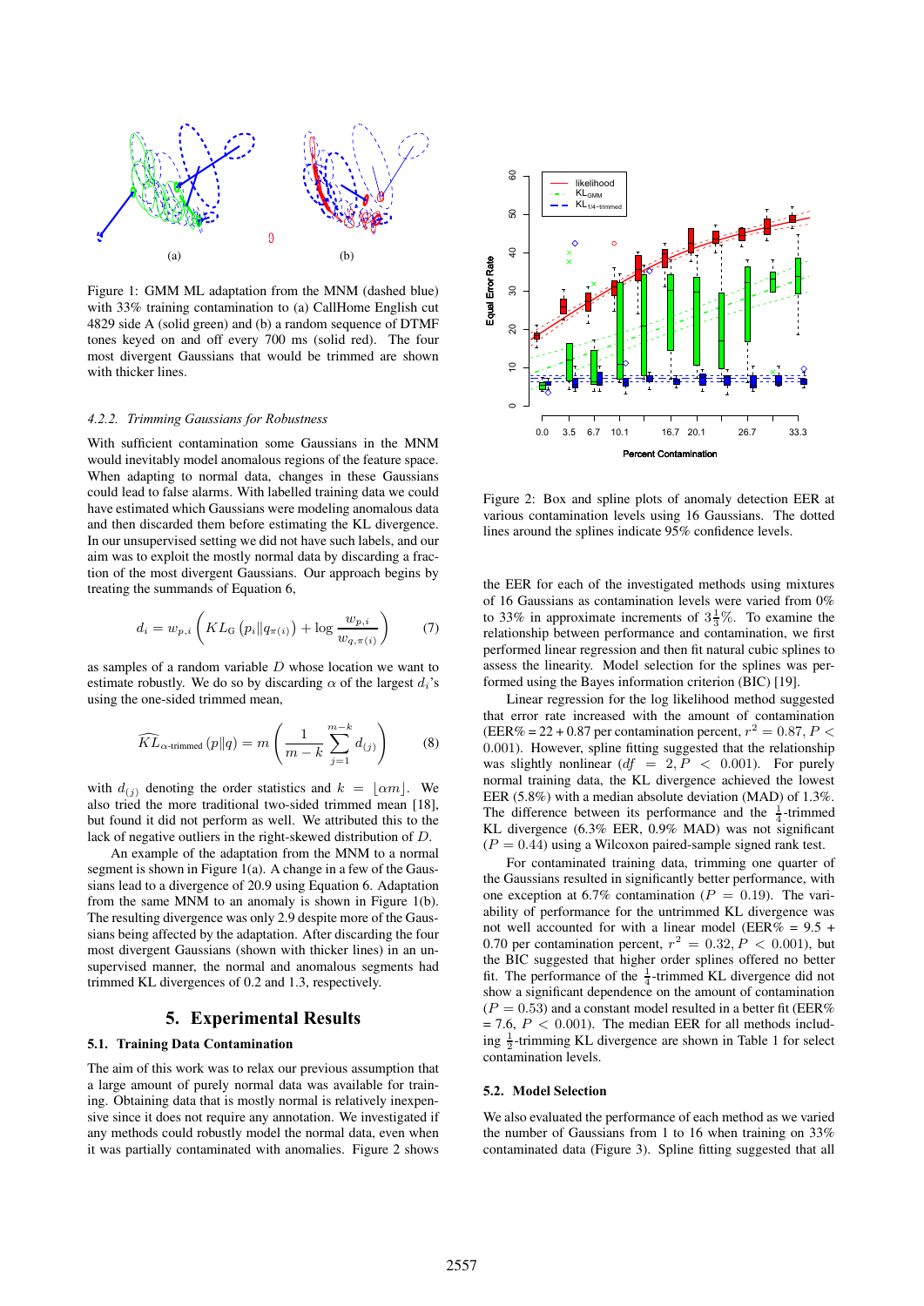Figure 1: GMM ML adaptation from the MNM (dashed blue) with 33% training contamination to (a) CallHome English cut 4829 side A (solid green) and (b) a random sequence of DTMF tones keyed on and off every 700 ms (solid red). The four most divergent Gaussians that would be trimmed are shown with thicker lines.

#### 4.2.2. Trimming Gaussians for Robustness

With sufficient contamination some Gaussians in the MNM would inevitably model anomalous regions of the feature space. When adapting to normal data, changes in these Gaussians could lead to false alarms. With labelled training data we could have estimated which Gaussians were modeling anomalous data and then discarded them before estimating the KL divergence. In our unsupervised setting we did not have such labels, and our aim was to exploit the mostly normal data by discarding a fraction of the most divergent Gaussians. Our approach begins by treating the summands of Equation 6,

$$d_i = w_{p,i}\left(KL_{\mathrm{G}}\left(p_i \| q_{\pi(i)}\right) + \log \frac{w_{p,i}}{w_{q,\pi(i)}}\right) \tag{7}$$

as samples of a random variable $D$ whose location we want to estimate robustly. We do so by discarding $\alpha$ of the largest $d_i$'s using the one-sided trimmed mean,

$$\widehat{KL}_{\alpha\text{-trimmed}}(p\|q) = m\left(\frac{1}{m-k}\sum_{j=1}^{m-k} d_{(j)}\right) \tag{8}$$

with $d_{(j)}$ denoting the order statistics and $k = \lfloor \alpha m \rfloor$. We also tried the more traditional two-sided trimmed mean [18], but found it did not perform as well. We attributed this to the lack of negative outliers in the right-skewed distribution of $D$.

An example of the adaptation from the MNM to a normal segment is shown in Figure 1(a). A change in a few of the Gaussians lead to a divergence of 20.9 using Equation 6. Adaptation from the same MNM to an anomaly is shown in Figure 1(b). The resulting divergence was only 2.9 despite more of the Gaussians being affected by the adaptation. After discarding the four most divergent Gaussians (shown with thicker lines) in an unsupervised manner, the normal and anomalous segments had trimmed KL divergences of 0.2 and 1.3, respectively.

## 5. Experimental Results

### 5.1. Training Data Contamination

The aim of this work was to relax our previous assumption that a large amount of purely normal data was available for training. Obtaining data that is mostly normal is relatively inexpensive since it does not require any annotation. We investigated if any methods could robustly model the normal data, even when it was partially contaminated with anomalies. Figure 2 shows

Figure 2: Box and spline plots of anomaly detection EER at various contamination levels using 16 Gaussians. The dotted lines around the splines indicate 95% confidence levels.

the EER for each of the investigated methods using mixtures of 16 Gaussians as contamination levels were varied from 0% to 33% in approximate increments of $3\frac{1}{3}$%. To examine the relationship between performance and contamination, we first performed linear regression and then fit natural cubic splines to assess the linearity. Model selection for the splines was performed using the Bayes information criterion (BIC) [19].

Linear regression for the log likelihood method suggested that error rate increased with the amount of contamination (EER% = 22 + 0.87 per contamination percent, $r^2 = 0.87$, $P < 0.001$). However, spline fitting suggested that the relationship was slightly nonlinear ($df = 2$, $P < 0.001$). For purely normal training data, the KL divergence achieved the lowest EER (5.8%) with a median absolute deviation (MAD) of 1.3%. The difference between its performance and the $\frac{1}{4}$-trimmed KL divergence (6.3% EER, 0.9% MAD) was not significant ($P = 0.44$) using a Wilcoxon paired-sample signed rank test.

For contaminated training data, trimming one quarter of the Gaussians resulted in significantly better performance, with one exception at 6.7% contamination ($P = 0.19$). The variability of performance for the untrimmed KL divergence was not well accounted for with a linear model (EER% = 9.5 + 0.70 per contamination percent, $r^2 = 0.32$, $P < 0.001$), but the BIC suggested that higher order splines offered no better fit. The performance of the $\frac{1}{4}$-trimmed KL divergence did not show a significant dependence on the amount of contamination ($P = 0.53$) and a constant model resulted in a better fit (EER% = 7.6, $P < 0.001$). The median EER for all methods including $\frac{1}{2}$-trimming KL divergence are shown in Table 1 for select contamination levels.

### 5.2. Model Selection

We also evaluated the performance of each method as we varied the number of Gaussians from 1 to 16 when training on 33% contaminated data (Figure 3). Spline fitting suggested that all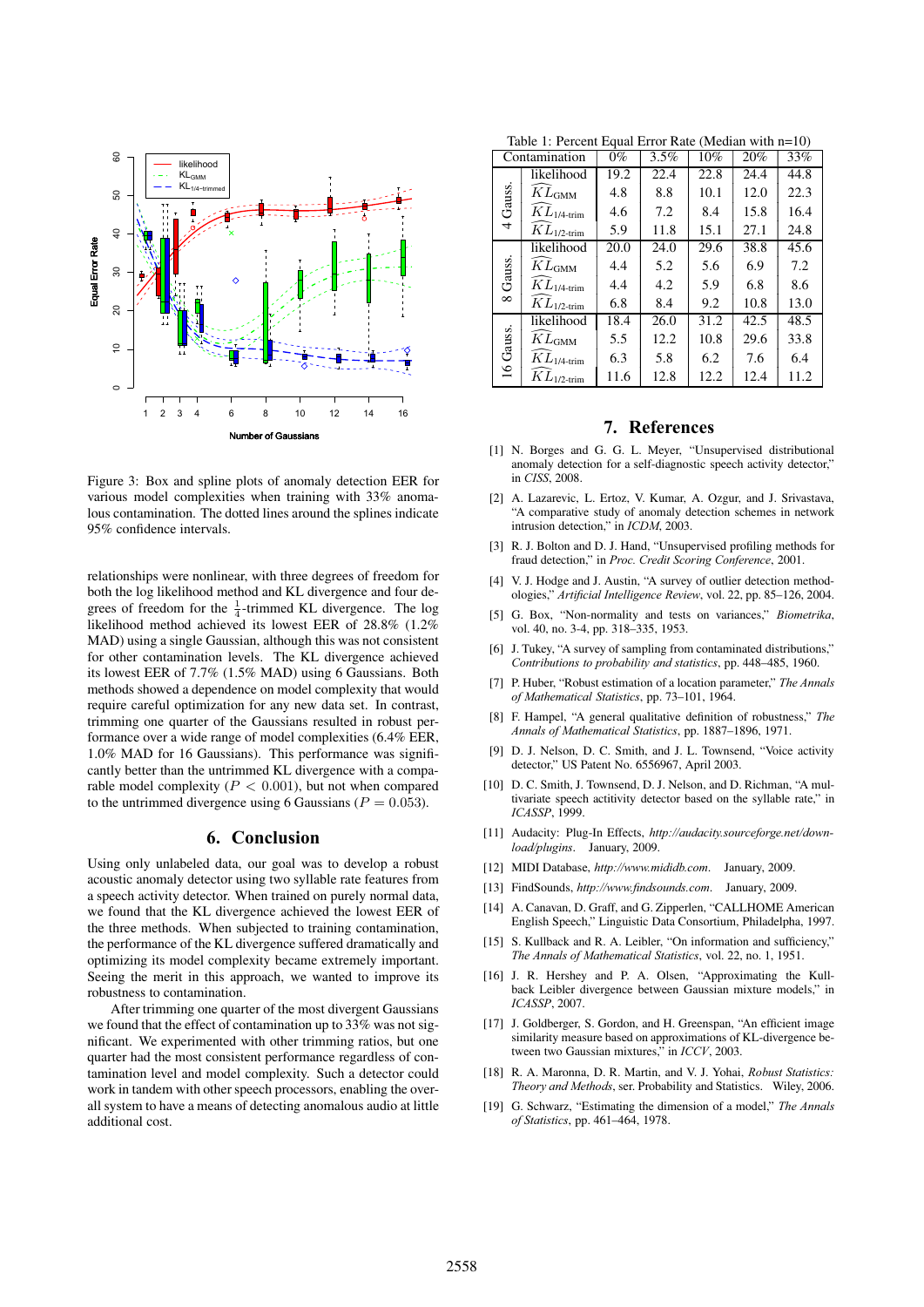60
50
40
30
20
10
0

Equal Error Rate

likelihood
$KL_{GMM}$
$KL_{1/4\text{-trimmed}}$

1 2 3 4 6 8 10 12 14 16

Number of Gaussians

Figure 3: Box and spline plots of anomaly detection EER for various model complexities when training with 33% anomalous contamination. The dotted lines around the splines indicate 95% confidence intervals.

relationships were nonlinear, with three degrees of freedom for both the log likelihood method and KL divergence and four degrees of freedom for the $\frac{1}{4}$-trimmed KL divergence. The log likelihood method achieved its lowest EER of 28.8% (1.2% MAD) using a single Gaussian, although this was not consistent for other contamination levels. The KL divergence achieved its lowest EER of 7.7% (1.5% MAD) using 6 Gaussians. Both methods showed a dependence on model complexity that would require careful optimization for any new data set. In contrast, trimming one quarter of the Gaussians resulted in robust performance over a wide range of model complexities (6.4% EER, 1.0% MAD for 16 Gaussians). This performance was significantly better than the untrimmed KL divergence with a comparable model complexity ($P < 0.001$), but not when compared to the untrimmed divergence using 6 Gaussians ($P = 0.053$).

## 6. Conclusion

Using only unlabeled data, our goal was to develop a robust acoustic anomaly detector using two syllable rate features from a speech activity detector. When trained on purely normal data, we found that the KL divergence achieved the lowest EER of the three methods. When subjected to training contamination, the performance of the KL divergence suffered dramatically and optimizing its model complexity became extremely important. Seeing the merit in this approach, we wanted to improve its robustness to contamination.

After trimming one quarter of the most divergent Gaussians we found that the effect of contamination up to 33% was not significant. We experimented with other trimming ratios, but one quarter had the most consistent performance regardless of contamination level and model complexity. Such a detector could work in tandem with other speech processors, enabling the overall system to have a means of detecting anomalous audio at little additional cost.

Table 1: Percent Equal Error Rate (Median with n=10)

| Contamination | | 0% | 3.5% | 10% | 20% | 33% |
|---|---|---|---|---|---|---|
| 4 Gauss. | likelihood | 19.2 | 22.4 | 22.8 | 24.4 | 44.8 |
| | $\widehat{KL}_{\text{GMM}}$ | 4.8 | 8.8 | 10.1 | 12.0 | 22.3 |
| | $\widehat{KL}_{\text{1/4-trim}}$ | 4.6 | 7.2 | 8.4 | 15.8 | 16.4 |
| | $\widehat{KL}_{\text{1/2-trim}}$ | 5.9 | 11.8 | 15.1 | 27.1 | 24.8 |
| 8 Gauss. | likelihood | 20.0 | 24.0 | 29.6 | 38.8 | 45.6 |
| | $\widehat{KL}_{\text{GMM}}$ | 4.4 | 5.2 | 5.6 | 6.9 | 7.2 |
| | $\widehat{KL}_{\text{1/4-trim}}$ | 4.4 | 4.2 | 5.9 | 6.8 | 8.6 |
| | $\widehat{KL}_{\text{1/2-trim}}$ | 6.8 | 8.4 | 9.2 | 10.8 | 13.0 |
| 16 Gauss. | likelihood | 18.4 | 26.0 | 31.2 | 42.5 | 48.5 |
| | $\widehat{KL}_{\text{GMM}}$ | 5.5 | 12.2 | 10.8 | 29.6 | 33.8 |
| | $\widehat{KL}_{\text{1/4-trim}}$ | 6.3 | 5.8 | 6.2 | 7.6 | 6.4 |
| | $\widehat{KL}_{\text{1/2-trim}}$ | 11.6 | 12.8 | 12.2 | 12.4 | 11.2 |

## 7. References

[1] N. Borges and G. G. L. Meyer, "Unsupervised distributional anomaly detection for a self-diagnostic speech activity detector," in *CISS*, 2008.

[2] A. Lazarevic, L. Ertoz, V. Kumar, A. Ozgur, and J. Srivastava, "A comparative study of anomaly detection schemes in network intrusion detection," in *ICDM*, 2003.

[3] R. J. Bolton and D. J. Hand, "Unsupervised profiling methods for fraud detection," in *Proc. Credit Scoring Conference*, 2001.

[4] V. J. Hodge and J. Austin, "A survey of outlier detection methodologies," *Artificial Intelligence Review*, vol. 22, pp. 85–126, 2004.

[5] G. Box, "Non-normality and tests on variances," *Biometrika*, vol. 40, no. 3-4, pp. 318–335, 1953.

[6] J. Tukey, "A survey of sampling from contaminated distributions," *Contributions to probability and statistics*, pp. 448–485, 1960.

[7] P. Huber, "Robust estimation of a location parameter," *The Annals of Mathematical Statistics*, pp. 73–101, 1964.

[8] F. Hampel, "A general qualitative definition of robustness," *The Annals of Mathematical Statistics*, pp. 1887–1896, 1971.

[9] D. J. Nelson, D. C. Smith, and J. L. Townsend, "Voice activity detector," US Patent No. 6556967, April 2003.

[10] D. C. Smith, J. Townsend, D. J. Nelson, and D. Richman, "A multivariate speech activity detector based on the syllable rate," in *ICASSP*, 1999.

[11] Audacity: Plug-In Effects, *http://audacity.sourceforge.net/download/plugins*. January, 2009.

[12] MIDI Database, *http://www.mididb.com*. January, 2009.

[13] FindSounds, *http://www.findsounds.com*. January, 2009.

[14] A. Canavan, D. Graff, and G. Zipperlen, "CALLHOME American English Speech," Linguistic Data Consortium, Philadelphia, 1997.

[15] S. Kullback and R. A. Leibler, "On information and sufficiency," *The Annals of Mathematical Statistics*, vol. 22, no. 1, 1951.

[16] J. R. Hershey and P. A. Olsen, "Approximating the Kullback Leibler divergence between Gaussian mixture models," in *ICASSP*, 2007.

[17] J. Goldberger, S. Gordon, and H. Greenspan, "An efficient image similarity measure based on approximations of KL-divergence between two Gaussian mixtures," in *ICCV*, 2003.

[18] R. A. Maronna, D. R. Martin, and V. J. Yohai, *Robust Statistics: Theory and Methods*, ser. Probability and Statistics. Wiley, 2006.

[19] G. Schwarz, "Estimating the dimension of a model," *The Annals of Statistics*, pp. 461–464, 1978.